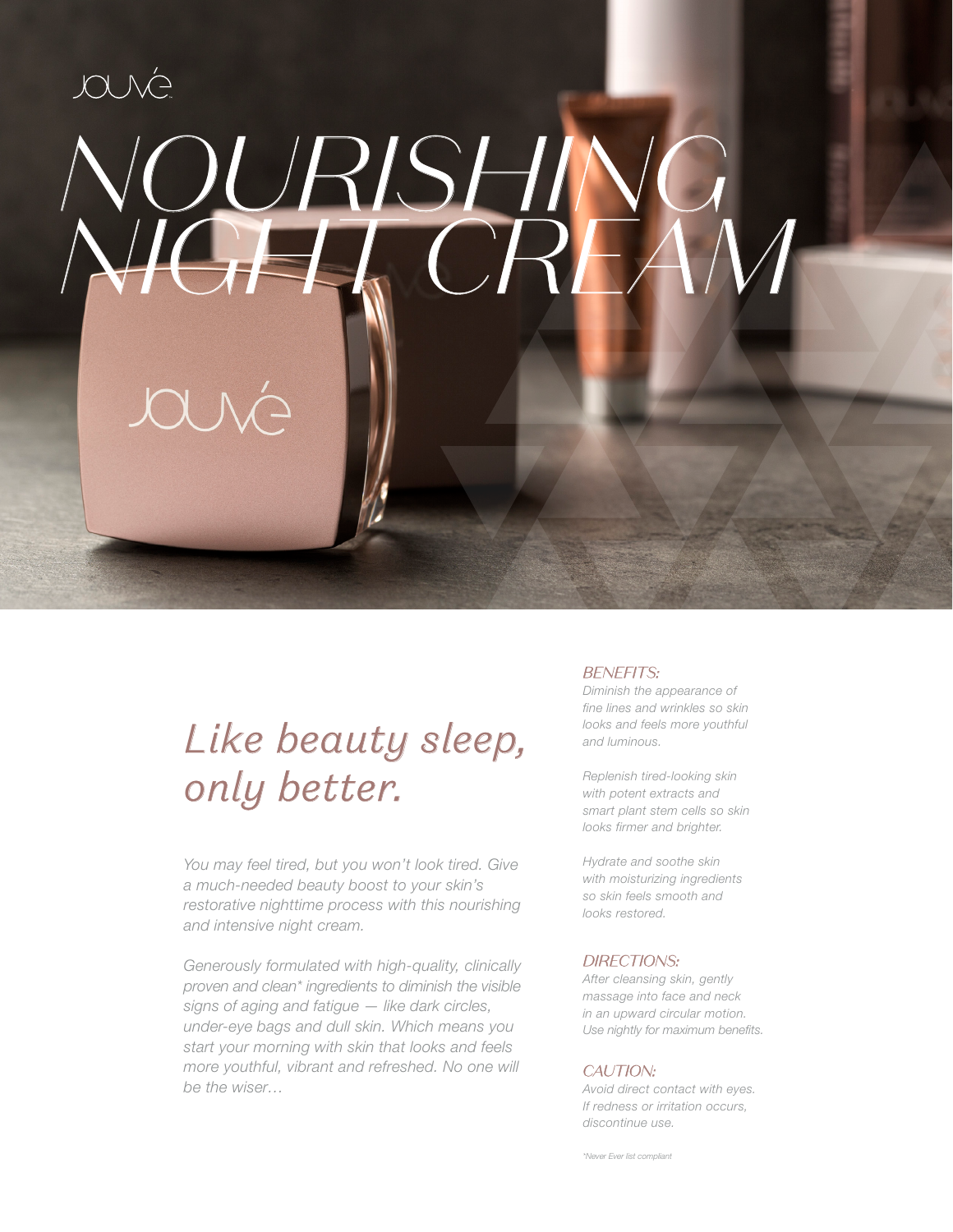JOUVÉ

# NOURISHING NIGHT CREAM

## *Like beauty sleep, only better.*

*You may feel tired, but you won't look tired. Give a much-needed beauty boost to your skin's restorative nighttime process with this nourishing and intensive night cream.*

*Generously formulated with high-quality, clinically proven and clean* ingredients to diminish the visible signs of aging and fatigue — like dark circles, under-eye bags and dull skin. Which means you start your morning with skin that looks and feels more youthful, vibrant and refreshed. No one will be the wiser…*

### *BENEFITS:*

*Diminish the appearance of fine lines and wrinkles so skin looks and feels more youthful and luminous.*

*Replenish tired-looking skin with potent extracts and smart plant stem cells so skin looks firmer and brighter.*

*Hydrate and soothe skin with moisturizing ingredients so skin feels smooth and looks restored.*

### *DIRECTIONS:*

*After cleansing skin, gently massage into face and neck in an upward circular motion. Use nightly for maximum benefits.*

### *CAUTION:*

*Avoid direct contact with eyes. If redness or irritation occurs, discontinue use.*

*\*Never Ever list compliant*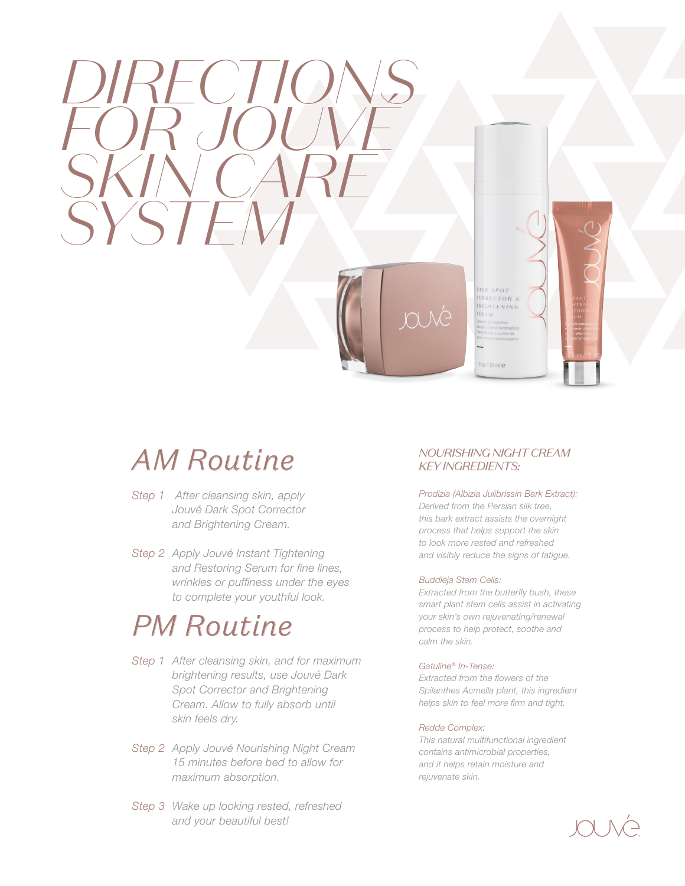# DIRECTIONS FOR JOUVÉ SKIN CARE SYSTEM

## AM Routine

*Step 1* After cleansing skin, apply Jouvé Dark Spot Corrector and Brightening Cream.

*Step 2* Apply Jouvé Instant Tightening and Restoring Serum for fine lines, wrinkles or puffiness under the eyes to complete your youthful look.

## PM Routine

*Step 1* After cleansing skin, and for maximum brightening results, use Jouvé Dark Spot Corrector and Brightening Cream. Allow to fully absorb until skin feels dry.

*Step 2* Apply Jouvé Nourishing Night Cream 15 minutes before bed to allow for maximum absorption.

*Step 3* Wake up looking rested, refreshed and your beautiful best!

### NOURISHING NIGHT CREAM KEY INGREDIENTS:

*Prodizia (Albizia Julibrissin Bark Extract):*
Derived from the Persian silk tree, this bark extract assists the overnight process that helps support the skin to look more rested and refreshed and visibly reduce the signs of fatigue.

*Buddleja Stem Cells:*
Extracted from the butterfly bush, these smart plant stem cells assist in activating your skin's own rejuvenating/renewal process to help protect, soothe and calm the skin.

*Gatuline® In-Tense:*
Extracted from the flowers of the Spilanthes Acmella plant, this ingredient helps skin to feel more firm and tight.

*Redde Complex:*
This natural multifunctional ingredient contains antimicrobial properties, and it helps retain moisture and rejuvenate skin.

JOUVÉ